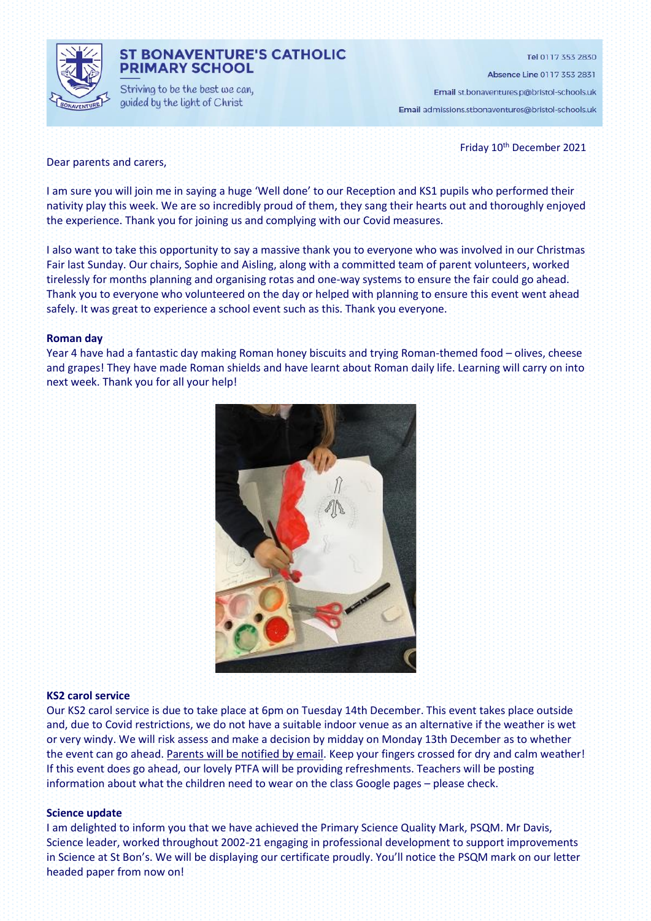# ST BONAVENTURE'S CATHOLIC PRIMARY SCHOOL

Striving to be the best we can, guided by the light of Christ

Tel 0117 353 2830

Absence Line 0117 353 2831

Email st.bonaventures.p@bristol-schools.uk

Email admissions.stbonaventures@bristol-schools.uk

Friday 10th December 2021

Dear parents and carers,

I am sure you will join me in saying a huge 'Well done' to our Reception and KS1 pupils who performed their nativity play this week. We are so incredibly proud of them, they sang their hearts out and thoroughly enjoyed the experience. Thank you for joining us and complying with our Covid measures.

I also want to take this opportunity to say a massive thank you to everyone who was involved in our Christmas Fair last Sunday. Our chairs, Sophie and Aisling, along with a committed team of parent volunteers, worked tirelessly for months planning and organising rotas and one-way systems to ensure the fair could go ahead. Thank you to everyone who volunteered on the day or helped with planning to ensure this event went ahead safely. It was great to experience a school event such as this. Thank you everyone.

**Roman day**

Year 4 have had a fantastic day making Roman honey biscuits and trying Roman-themed food – olives, cheese and grapes! They have made Roman shields and have learnt about Roman daily life. Learning will carry on into next week. Thank you for all your help!

**KS2 carol service**

Our KS2 carol service is due to take place at 6pm on Tuesday 14th December. This event takes place outside and, due to Covid restrictions, we do not have a suitable indoor venue as an alternative if the weather is wet or very windy. We will risk assess and make a decision by midday on Monday 13th December as to whether the event can go ahead. Parents will be notified by email. Keep your fingers crossed for dry and calm weather! If this event does go ahead, our lovely PTFA will be providing refreshments. Teachers will be posting information about what the children need to wear on the class Google pages – please check.

**Science update**

I am delighted to inform you that we have achieved the Primary Science Quality Mark, PSQM. Mr Davis, Science leader, worked throughout 2002-21 engaging in professional development to support improvements in Science at St Bon's. We will be displaying our certificate proudly. You'll notice the PSQM mark on our letter headed paper from now on!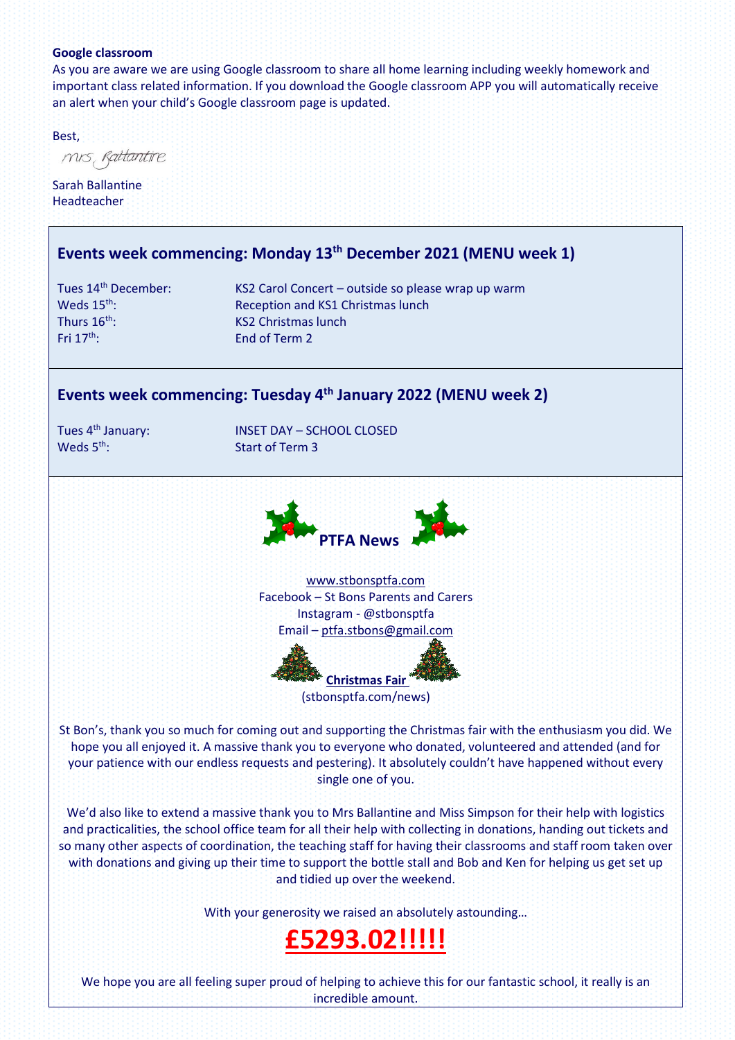**Google classroom**

As you are aware we are using Google classroom to share all home learning including weekly homework and important class related information. If you download the Google classroom APP you will automatically receive an alert when your child's Google classroom page is updated.

Best,

Mrs Ballantine

Sarah Ballantine
Headteacher

## Events week commencing: Monday 13th December 2021 (MENU week 1)

| | |
|---|---|
| Tues 14th December: | KS2 Carol Concert – outside so please wrap up warm |
| Weds 15th: | Reception and KS1 Christmas lunch |
| Thurs 16th: | KS2 Christmas lunch |
| Fri 17th: | End of Term 2 |

## Events week commencing: Tuesday 4th January 2022 (MENU week 2)

| | |
|---|---|
| Tues 4th January: | INSET DAY – SCHOOL CLOSED |
| Weds 5th: | Start of Term 3 |

## PTFA News

www.stbonsptfa.com
Facebook – St Bons Parents and Carers
Instagram - @stbonsptfa
Email – ptfa.stbons@gmail.com

**Christmas Fair**
(stbonsptfa.com/news)

St Bon's, thank you so much for coming out and supporting the Christmas fair with the enthusiasm you did. We hope you all enjoyed it. A massive thank you to everyone who donated, volunteered and attended (and for your patience with our endless requests and pestering). It absolutely couldn't have happened without every single one of you.

We'd also like to extend a massive thank you to Mrs Ballantine and Miss Simpson for their help with logistics and practicalities, the school office team for all their help with collecting in donations, handing out tickets and so many other aspects of coordination, the teaching staff for having their classrooms and staff room taken over with donations and giving up their time to support the bottle stall and Bob and Ken for helping us get set up and tidied up over the weekend.

With your generosity we raised an absolutely astounding…

**£5293.02!!!!!**

We hope you are all feeling super proud of helping to achieve this for our fantastic school, it really is an incredible amount.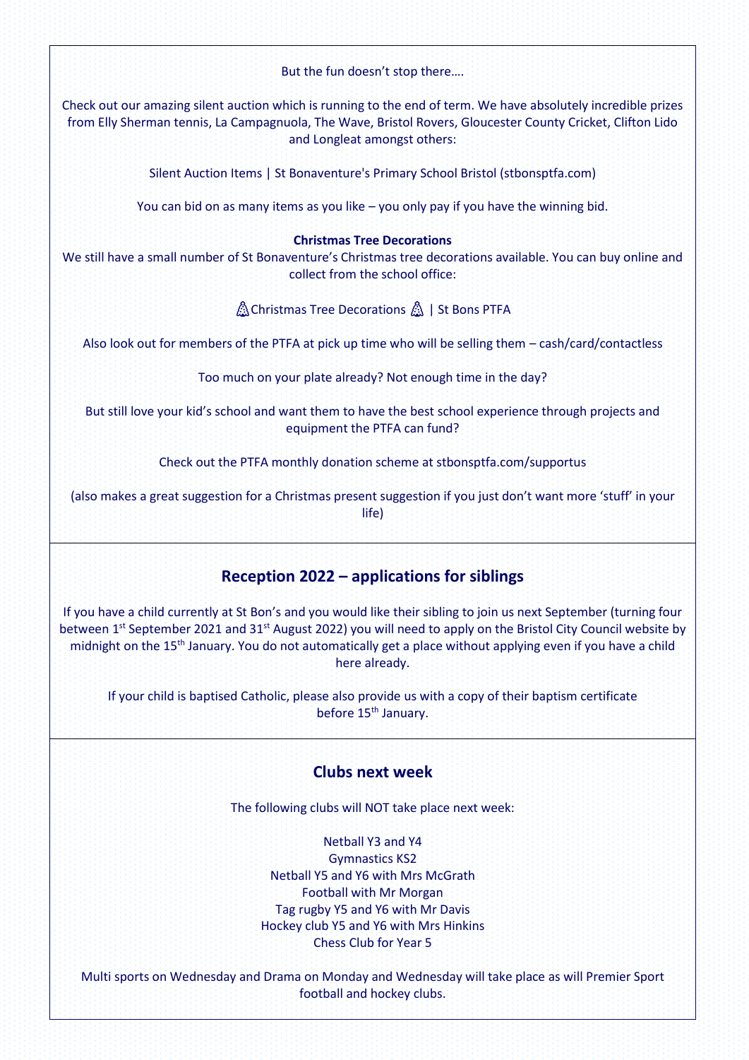But the fun doesn't stop there….

Check out our amazing silent auction which is running to the end of term. We have absolutely incredible prizes from Elly Sherman tennis, La Campagnuola, The Wave, Bristol Rovers, Gloucester County Cricket, Clifton Lido and Longleat amongst others:

Silent Auction Items | St Bonaventure's Primary School Bristol (stbonsptfa.com)

You can bid on as many items as you like – you only pay if you have the winning bid.

**Christmas Tree Decorations**

We still have a small number of St Bonaventure's Christmas tree decorations available. You can buy online and collect from the school office:

🎄Christmas Tree Decorations 🎄 | St Bons PTFA

Also look out for members of the PTFA at pick up time who will be selling them – cash/card/contactless

Too much on your plate already? Not enough time in the day?

But still love your kid's school and want them to have the best school experience through projects and equipment the PTFA can fund?

Check out the PTFA monthly donation scheme at stbonsptfa.com/supportus

(also makes a great suggestion for a Christmas present suggestion if you just don't want more 'stuff' in your life)

## Reception 2022 – applications for siblings

If you have a child currently at St Bon's and you would like their sibling to join us next September (turning four between 1st September 2021 and 31st August 2022) you will need to apply on the Bristol City Council website by midnight on the 15th January. You do not automatically get a place without applying even if you have a child here already.

If your child is baptised Catholic, please also provide us with a copy of their baptism certificate before 15th January.

## Clubs next week

The following clubs will NOT take place next week:

Netball Y3 and Y4
Gymnastics KS2
Netball Y5 and Y6 with Mrs McGrath
Football with Mr Morgan
Tag rugby Y5 and Y6 with Mr Davis
Hockey club Y5 and Y6 with Mrs Hinkins
Chess Club for Year 5

Multi sports on Wednesday and Drama on Monday and Wednesday will take place as will Premier Sport football and hockey clubs.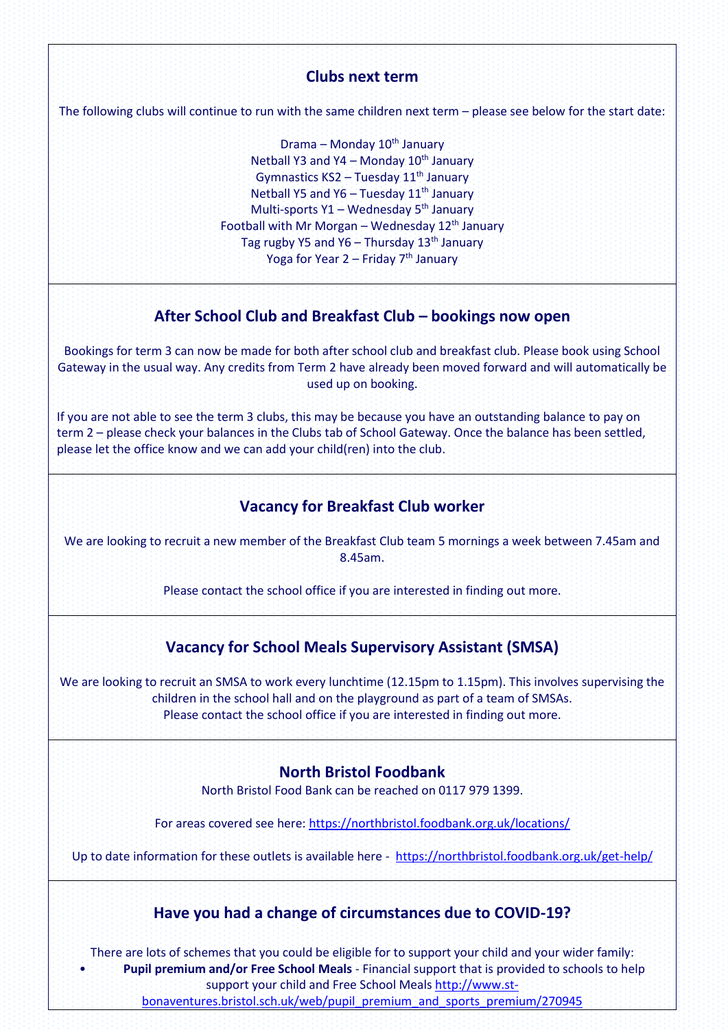## Clubs next term

The following clubs will continue to run with the same children next term – please see below for the start date:

Drama – Monday 10th January
Netball Y3 and Y4 – Monday 10th January
Gymnastics KS2 – Tuesday 11th January
Netball Y5 and Y6 – Tuesday 11th January
Multi-sports Y1 – Wednesday 5th January
Football with Mr Morgan – Wednesday 12th January
Tag rugby Y5 and Y6 – Thursday 13th January
Yoga for Year 2 – Friday 7th January

## After School Club and Breakfast Club – bookings now open

Bookings for term 3 can now be made for both after school club and breakfast club. Please book using School Gateway in the usual way. Any credits from Term 2 have already been moved forward and will automatically be used up on booking.

If you are not able to see the term 3 clubs, this may be because you have an outstanding balance to pay on term 2 – please check your balances in the Clubs tab of School Gateway. Once the balance has been settled, please let the office know and we can add your child(ren) into the club.

## Vacancy for Breakfast Club worker

We are looking to recruit a new member of the Breakfast Club team 5 mornings a week between 7.45am and 8.45am.

Please contact the school office if you are interested in finding out more.

## Vacancy for School Meals Supervisory Assistant (SMSA)

We are looking to recruit an SMSA to work every lunchtime (12.15pm to 1.15pm). This involves supervising the children in the school hall and on the playground as part of a team of SMSAs.
Please contact the school office if you are interested in finding out more.

## North Bristol Foodbank

North Bristol Food Bank can be reached on 0117 979 1399.

For areas covered see here: https://northbristol.foodbank.org.uk/locations/

Up to date information for these outlets is available here - https://northbristol.foodbank.org.uk/get-help/

## Have you had a change of circumstances due to COVID-19?

There are lots of schemes that you could be eligible for to support your child and your wider family:

- **Pupil premium and/or Free School Meals** - Financial support that is provided to schools to help support your child and Free School Meals http://www.st-bonaventures.bristol.sch.uk/web/pupil_premium_and_sports_premium/270945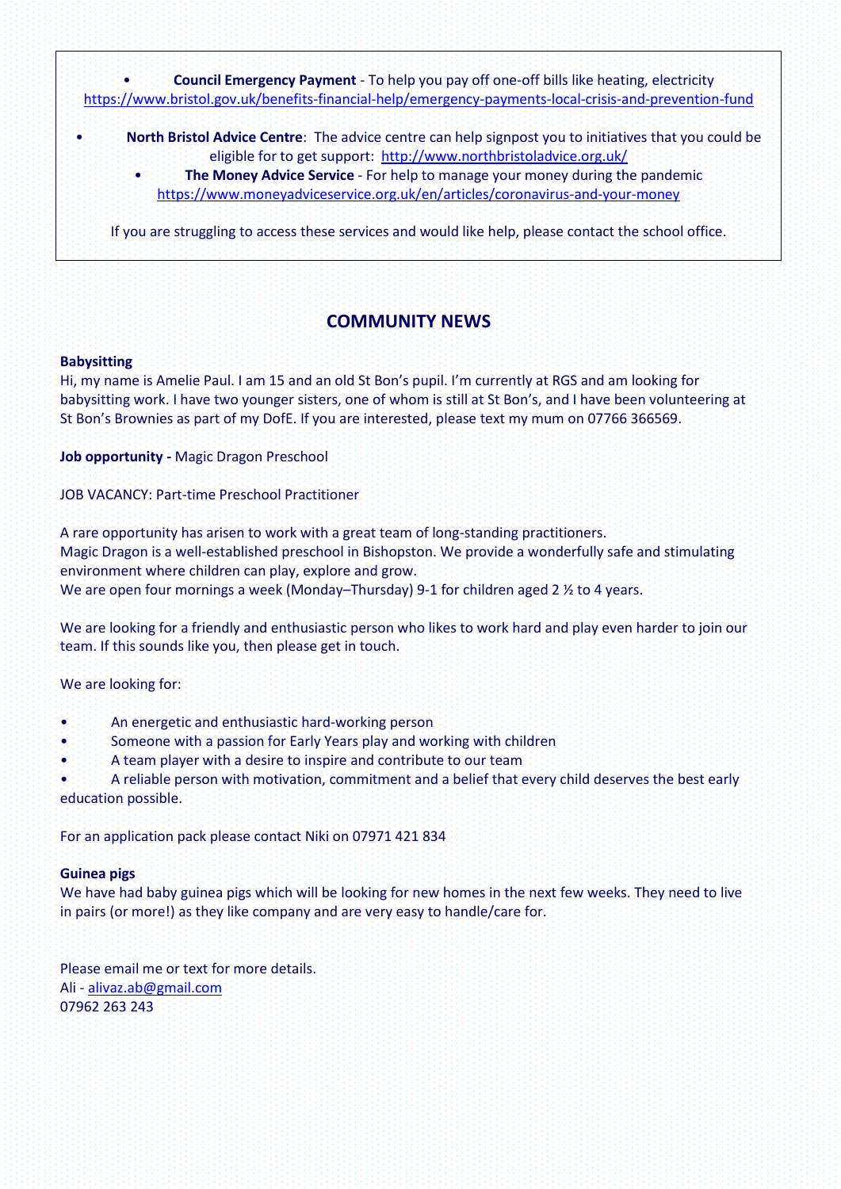- **Council Emergency Payment** - To help you pay off one-off bills like heating, electricity https://www.bristol.gov.uk/benefits-financial-help/emergency-payments-local-crisis-and-prevention-fund
- **North Bristol Advice Centre**: The advice centre can help signpost you to initiatives that you could be eligible for to get support: http://www.northbristoladvice.org.uk/
- **The Money Advice Service** - For help to manage your money during the pandemic https://www.moneyadviceservice.org.uk/en/articles/coronavirus-and-your-money

If you are struggling to access these services and would like help, please contact the school office.

## COMMUNITY NEWS

**Babysitting**
Hi, my name is Amelie Paul. I am 15 and an old St Bon's pupil. I'm currently at RGS and am looking for babysitting work. I have two younger sisters, one of whom is still at St Bon's, and I have been volunteering at St Bon's Brownies as part of my DofE. If you are interested, please text my mum on 07766 366569.

**Job opportunity -** Magic Dragon Preschool

JOB VACANCY: Part-time Preschool Practitioner

A rare opportunity has arisen to work with a great team of long-standing practitioners.
Magic Dragon is a well-established preschool in Bishopston. We provide a wonderfully safe and stimulating environment where children can play, explore and grow.
We are open four mornings a week (Monday–Thursday) 9-1 for children aged 2 ½ to 4 years.

We are looking for a friendly and enthusiastic person who likes to work hard and play even harder to join our team. If this sounds like you, then please get in touch.

We are looking for:

- An energetic and enthusiastic hard-working person
- Someone with a passion for Early Years play and working with children
- A team player with a desire to inspire and contribute to our team
- A reliable person with motivation, commitment and a belief that every child deserves the best early education possible.

For an application pack please contact Niki on 07971 421 834

**Guinea pigs**
We have had baby guinea pigs which will be looking for new homes in the next few weeks. They need to live in pairs (or more!) as they like company and are very easy to handle/care for.

Please email me or text for more details.
Ali - alivaz.ab@gmail.com
07962 263 243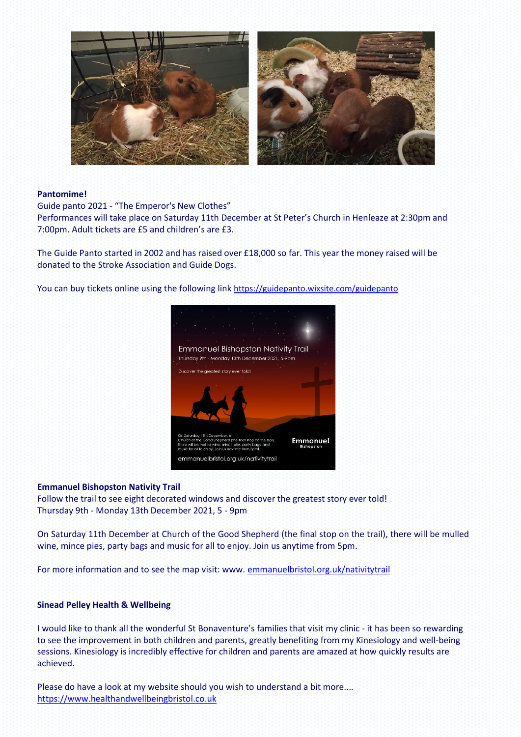**Pantomime!**

Guide panto 2021 - “The Emperor's New Clothes”

Performances will take place on Saturday 11th December at St Peter’s Church in Henleaze at 2:30pm and 7:00pm. Adult tickets are £5 and children’s are £3.

The Guide Panto started in 2002 and has raised over £18,000 so far. This year the money raised will be donated to the Stroke Association and Guide Dogs.

You can buy tickets online using the following link https://guidepanto.wixsite.com/guidepanto

**Emmanuel Bishopston Nativity Trail**

Follow the trail to see eight decorated windows and discover the greatest story ever told!

Thursday 9th - Monday 13th December 2021, 5 - 9pm

On Saturday 11th December at Church of the Good Shepherd (the final stop on the trail), there will be mulled wine, mince pies, party bags and music for all to enjoy. Join us anytime from 5pm.

For more information and to see the map visit: www. emmanuelbristol.org.uk/nativitytrail

**Sinead Pelley Health & Wellbeing**

I would like to thank all the wonderful St Bonaventure’s families that visit my clinic - it has been so rewarding to see the improvement in both children and parents, greatly benefiting from my Kinesiology and well-being sessions. Kinesiology is incredibly effective for children and parents are amazed at how quickly results are achieved.

Please do have a look at my website should you wish to understand a bit more....

https://www.healthandwellbeingbristol.co.uk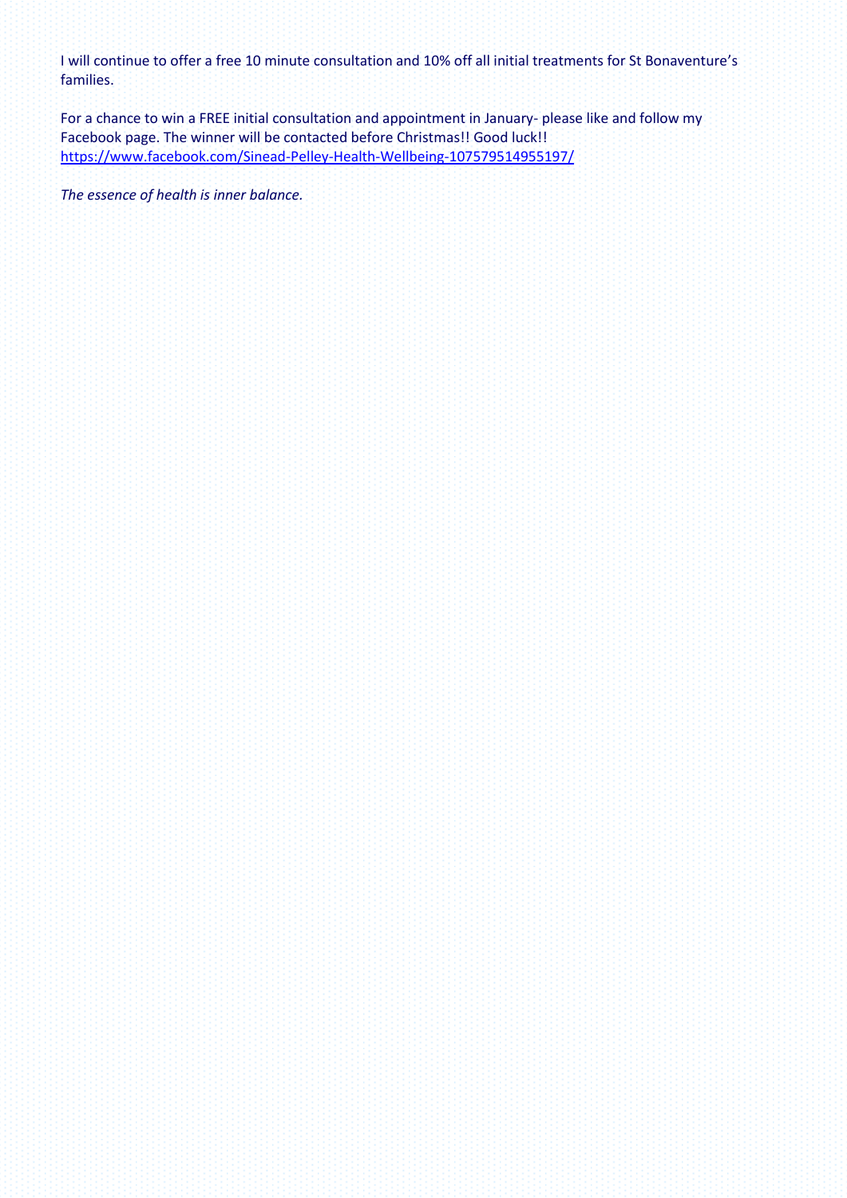I will continue to offer a free 10 minute consultation and 10% off all initial treatments for St Bonaventure's families.

For a chance to win a FREE initial consultation and appointment in January- please like and follow my Facebook page. The winner will be contacted before Christmas!! Good luck!!
[https://www.facebook.com/Sinead-Pelley-Health-Wellbeing-107579514955197/](https://www.facebook.com/Sinead-Pelley-Health-Wellbeing-107579514955197/)

*The essence of health is inner balance.*